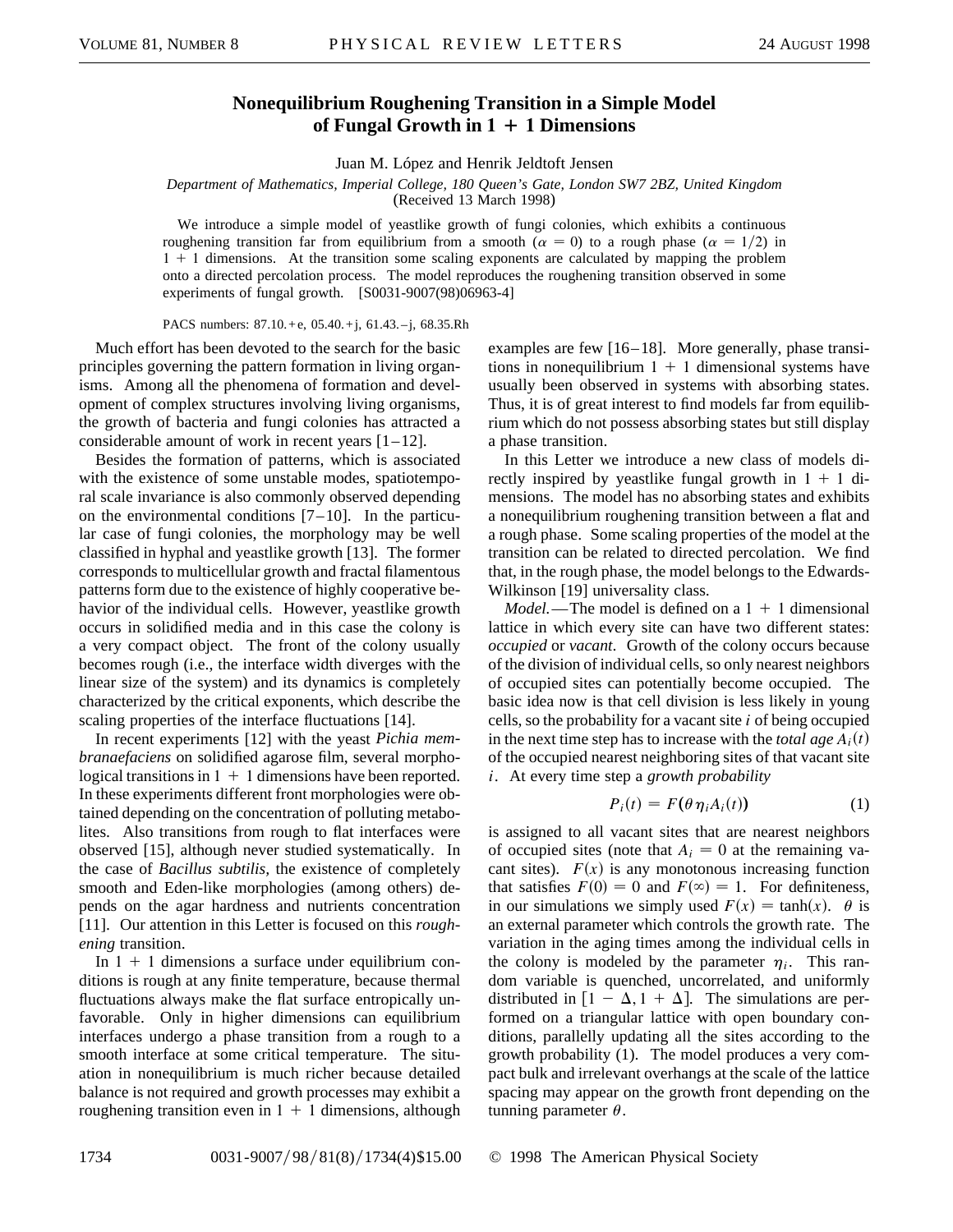# Nonequilibrium Roughening Transition in a Simple Model of Fungal Growth in 1 + 1 Dimensions

Juan M. López and Henrik Jeldtoft Jensen

*Department of Mathematics, Imperial College, 180 Queen's Gate, London SW7 2BZ, United Kingdom*
(Received 13 March 1998)

We introduce a simple model of yeastlike growth of fungi colonies, which exhibits a continuous roughening transition far from equilibrium from a smooth ($\alpha = 0$) to a rough phase ($\alpha = 1/2$) in $1 + 1$ dimensions. At the transition some scaling exponents are calculated by mapping the problem onto a directed percolation process. The model reproduces the roughening transition observed in some experiments of fungal growth. [S0031-9007(98)06963-4]

PACS numbers: 87.10.+e, 05.40.+j, 61.43.–j, 68.35.Rh

Much effort has been devoted to the search for the basic principles governing the pattern formation in living organisms. Among all the phenomena of formation and development of complex structures involving living organisms, the growth of bacteria and fungi colonies has attracted a considerable amount of work in recent years [1–12].

Besides the formation of patterns, which is associated with the existence of some unstable modes, spatiotemporal scale invariance is also commonly observed depending on the environmental conditions [7–10]. In the particular case of fungi colonies, the morphology may be well classified in hyphal and yeastlike growth [13]. The former corresponds to multicellular growth and fractal filamentous patterns form due to the existence of highly cooperative behavior of the individual cells. However, yeastlike growth occurs in solidified media and in this case the colony is a very compact object. The front of the colony usually becomes rough (i.e., the interface width diverges with the linear size of the system) and its dynamics is completely characterized by the critical exponents, which describe the scaling properties of the interface fluctuations [14].

In recent experiments [12] with the yeast *Pichia membranaefaciens* on solidified agarose film, several morphological transitions in $1 + 1$ dimensions have been reported. In these experiments different front morphologies were obtained depending on the concentration of polluting metabolites. Also transitions from rough to flat interfaces were observed [15], although never studied systematically. In the case of *Bacillus subtilis*, the existence of completely smooth and Eden-like morphologies (among others) depends on the agar hardness and nutrients concentration [11]. Our attention in this Letter is focused on this *roughening* transition.

In $1 + 1$ dimensions a surface under equilibrium conditions is rough at any finite temperature, because thermal fluctuations always make the flat surface entropically unfavorable. Only in higher dimensions can equilibrium interfaces undergo a phase transition from a rough to a smooth interface at some critical temperature. The situation in nonequilibrium is much richer because detailed balance is not required and growth processes may exhibit a roughening transition even in $1 + 1$ dimensions, although examples are few [16–18]. More generally, phase transitions in nonequilibrium $1 + 1$ dimensional systems have usually been observed in systems with absorbing states. Thus, it is of great interest to find models far from equilibrium which do not possess absorbing states but still display a phase transition.

In this Letter we introduce a new class of models directly inspired by yeastlike fungal growth in $1 + 1$ dimensions. The model has no absorbing states and exhibits a nonequilibrium roughening transition between a flat and a rough phase. Some scaling properties of the model at the transition can be related to directed percolation. We find that, in the rough phase, the model belongs to the Edwards-Wilkinson [19] universality class.

*Model.*—The model is defined on a $1 + 1$ dimensional lattice in which every site can have two different states: *occupied* or *vacant*. Growth of the colony occurs because of the division of individual cells, so only nearest neighbors of occupied sites can potentially become occupied. The basic idea now is that cell division is less likely in young cells, so the probability for a vacant site $i$ of being occupied in the next time step has to increase with the *total age* $A_i(t)$ of the occupied nearest neighboring sites of that vacant site $i$. At every time step a *growth probability*

$$P_i(t) = F(\theta \eta_i A_i(t)) \tag{1}$$

is assigned to all vacant sites that are nearest neighbors of occupied sites (note that $A_i = 0$ at the remaining vacant sites). $F(x)$ is any monotonous increasing function that satisfies $F(0) = 0$ and $F(\infty) = 1$. For definiteness, in our simulations we simply used $F(x) = \tanh(x)$. $\theta$ is an external parameter which controls the growth rate. The variation in the aging times among the individual cells in the colony is modeled by the parameter $\eta_i$. This random variable is quenched, uncorrelated, and uniformly distributed in $[1 - \Delta, 1 + \Delta]$. The simulations are performed on a triangular lattice with open boundary conditions, parallelly updating all the sites according to the growth probability (1). The model produces a very compact bulk and irrelevant overhangs at the scale of the lattice spacing may appear on the growth front depending on the tunning parameter $\theta$.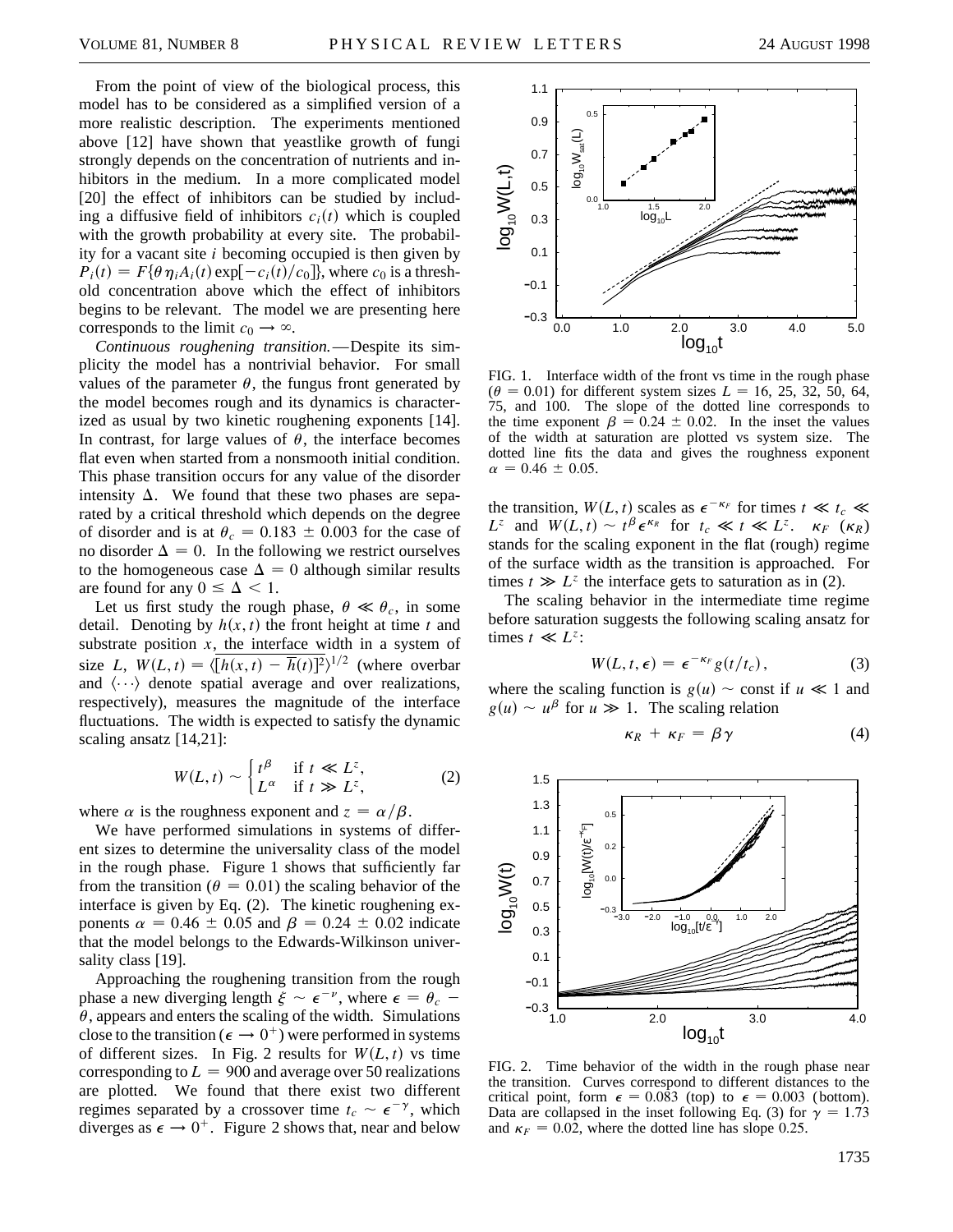From the point of view of the biological process, this model has to be considered as a simplified version of a more realistic description. The experiments mentioned above [12] have shown that yeastlike growth of fungi strongly depends on the concentration of nutrients and inhibitors in the medium. In a more complicated model [20] the effect of inhibitors can be studied by including a diffusive field of inhibitors $c_i(t)$ which is coupled with the growth probability at every site. The probability for a vacant site $i$ becoming occupied is then given by $P_i(t) = F\{\theta \eta_i A_i(t) \exp[-c_i(t)/c_0]\}$, where $c_0$ is a threshold concentration above which the effect of inhibitors begins to be relevant. The model we are presenting here corresponds to the limit $c_0 \to \infty$.

*Continuous roughening transition.*—Despite its simplicity the model has a nontrivial behavior. For small values of the parameter $\theta$, the fungus front generated by the model becomes rough and its dynamics is characterized as usual by two kinetic roughening exponents [14]. In contrast, for large values of $\theta$, the interface becomes flat even when started from a nonsmooth initial condition. This phase transition occurs for any value of the disorder intensity $\Delta$. We found that these two phases are separated by a critical threshold which depends on the degree of disorder and is at $\theta_c = 0.183 \pm 0.003$ for the case of no disorder $\Delta = 0$. In the following we restrict ourselves to the homogeneous case $\Delta = 0$ although similar results are found for any $0 \leq \Delta < 1$.

Let us first study the rough phase, $\theta \ll \theta_c$, in some detail. Denoting by $h(x,t)$ the front height at time $t$ and substrate position $x$, the interface width in a system of size $L$, $W(L,t) = \langle \overline{[h(x,t) - \overline{h}(t)]^2} \rangle^{1/2}$ (where overbar and $\langle \cdots \rangle$ denote spatial average and over realizations, respectively), measures the magnitude of the interface fluctuations. The width is expected to satisfy the dynamic scaling ansatz [14,21]:

$$W(L,t) \sim \begin{cases} t^{\beta} & \text{if } t \ll L^z, \\ L^{\alpha} & \text{if } t \gg L^z, \end{cases} \tag{2}$$

where $\alpha$ is the roughness exponent and $z = \alpha/\beta$.

We have performed simulations in systems of different sizes to determine the universality class of the model in the rough phase. Figure 1 shows that sufficiently far from the transition ($\theta = 0.01$) the scaling behavior of the interface is given by Eq. (2). The kinetic roughening exponents $\alpha = 0.46 \pm 0.05$ and $\beta = 0.24 \pm 0.02$ indicate that the model belongs to the Edwards-Wilkinson universality class [19].

Approaching the roughening transition from the rough phase a new diverging length $\xi \sim \epsilon^{-\nu}$, where $\epsilon = \theta_c - \theta$, appears and enters the scaling of the width. Simulations close to the transition ($\epsilon \to 0^+$) were performed in systems of different sizes. In Fig. 2 results for $W(L,t)$ vs time corresponding to $L = 900$ and average over 50 realizations are plotted. We found that there exist two different regimes separated by a crossover time $t_c \sim \epsilon^{-\gamma}$, which diverges as $\epsilon \to 0^+$. Figure 2 shows that, near and below the transition, $W(L,t)$ scales as $\epsilon^{-\kappa_F}$ for times $t \ll t_c \ll L^z$ and $W(L,t) \sim t^{\beta} \epsilon^{\kappa_R}$ for $t_c \ll t \ll L^z$. $\kappa_F$ ($\kappa_R$) stands for the scaling exponent in the flat (rough) regime of the surface width as the transition is approached. For times $t \gg L^z$ the interface gets to saturation as in (2).

The scaling behavior in the intermediate time regime before saturation suggests the following scaling ansatz for times $t \ll L^z$:

$$W(L,t,\epsilon) = \epsilon^{-\kappa_F} g(t/t_c), \tag{3}$$

where the scaling function is $g(u) \sim$ const if $u \ll 1$ and $g(u) \sim u^{\beta}$ for $u \gg 1$. The scaling relation

$$\kappa_R + \kappa_F = \beta \gamma \tag{4}$$

FIG. 1. Interface width of the front vs time in the rough phase ($\theta = 0.01$) for different system sizes $L = 16$, 25, 32, 50, 64, 75, and 100. The slope of the dotted line corresponds to the time exponent $\beta = 0.24 \pm 0.02$. In the inset the values of the width at saturation are plotted vs system size. The dotted line fits the data and gives the roughness exponent $\alpha = 0.46 \pm 0.05$.

FIG. 2. Time behavior of the width in the rough phase near the transition. Curves correspond to different distances to the critical point, form $\epsilon = 0.083$ (top) to $\epsilon = 0.003$ (bottom). Data are collapsed in the inset following Eq. (3) for $\gamma = 1.73$ and $\kappa_F = 0.02$, where the dotted line has slope 0.25.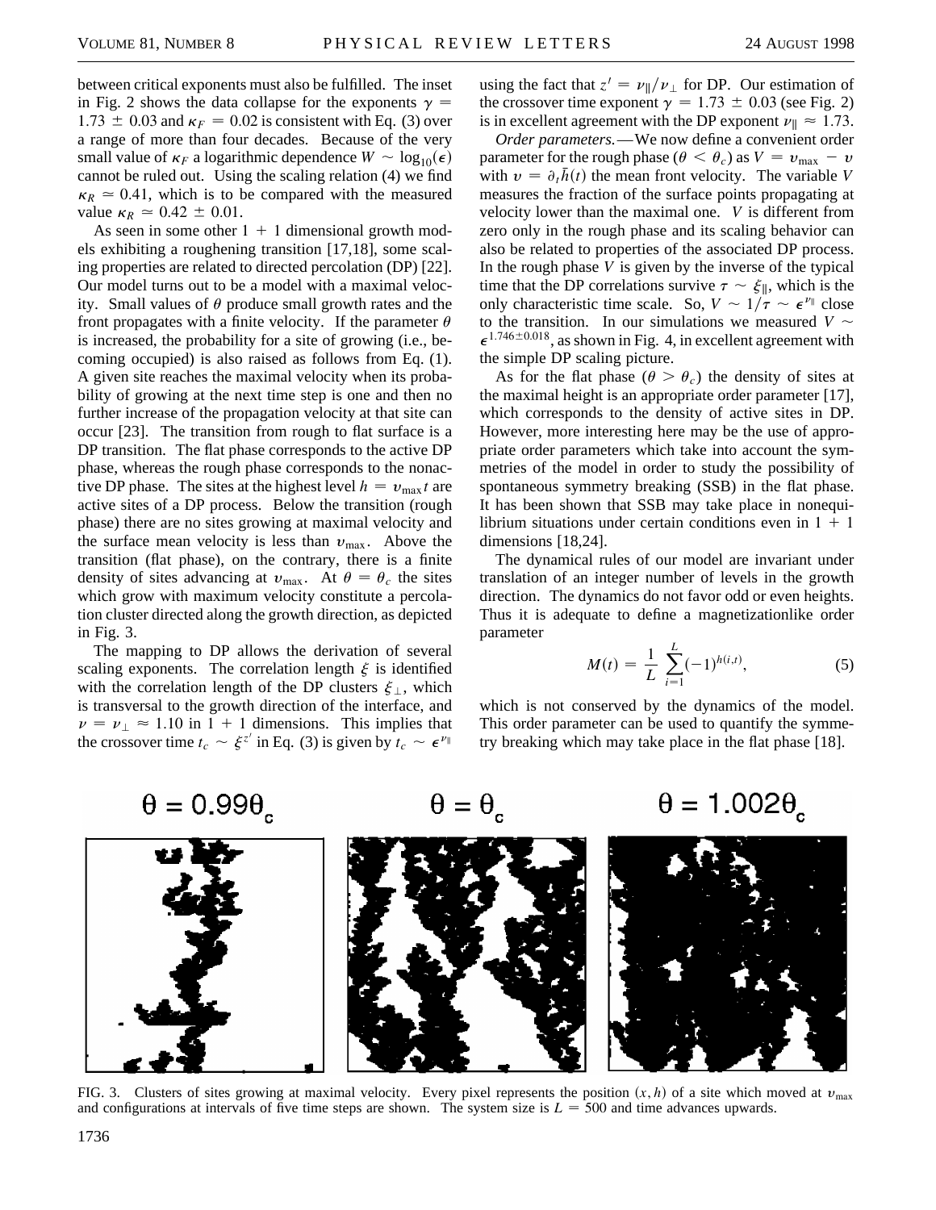between critical exponents must also be fulfilled. The inset in Fig. 2 shows the data collapse for the exponents $\gamma = 1.73 \pm 0.03$ and $\kappa_F = 0.02$ is consistent with Eq. (3) over a range of more than four decades. Because of the very small value of $\kappa_F$ a logarithmic dependence $W \sim \log_{10}(\epsilon)$ cannot be ruled out. Using the scaling relation (4) we find $\kappa_R \simeq 0.41$, which is to be compared with the measured value $\kappa_R \simeq 0.42 \pm 0.01$.

As seen in some other $1 + 1$ dimensional growth models exhibiting a roughening transition [17,18], some scaling properties are related to directed percolation (DP) [22]. Our model turns out to be a model with a maximal velocity. Small values of $\theta$ produce small growth rates and the front propagates with a finite velocity. If the parameter $\theta$ is increased, the probability for a site of growing (i.e., becoming occupied) is also raised as follows from Eq. (1). A given site reaches the maximal velocity when its probability of growing at the next time step is one and then no further increase of the propagation velocity at that site can occur [23]. The transition from rough to flat surface is a DP transition. The flat phase corresponds to the active DP phase, whereas the rough phase corresponds to the nonactive DP phase. The sites at the highest level $h = v_{\max} t$ are active sites of a DP process. Below the transition (rough phase) there are no sites growing at maximal velocity and the surface mean velocity is less than $v_{\max}$. Above the transition (flat phase), on the contrary, there is a finite density of sites advancing at $v_{\max}$. At $\theta = \theta_c$ the sites which grow with maximum velocity constitute a percolation cluster directed along the growth direction, as depicted in Fig. 3.

The mapping to DP allows the derivation of several scaling exponents. The correlation length $\xi$ is identified with the correlation length of the DP clusters $\xi_\perp$, which is transversal to the growth direction of the interface, and $\nu = \nu_\perp \approx 1.10$ in $1 + 1$ dimensions. This implies that the crossover time $t_c \sim \xi^{z'}$ in Eq. (3) is given by $t_c \sim \epsilon^{\nu_\parallel}$ using the fact that $z' = \nu_\parallel / \nu_\perp$ for DP. Our estimation of the crossover time exponent $\gamma = 1.73 \pm 0.03$ (see Fig. 2) is in excellent agreement with the DP exponent $\nu_\parallel \approx 1.73$.

*Order parameters.*—We now define a convenient order parameter for the rough phase ($\theta < \theta_c$) as $V = v_{\max} - v$ with $v = \partial_t \bar{h}(t)$ the mean front velocity. The variable $V$ measures the fraction of the surface points propagating at velocity lower than the maximal one. $V$ is different from zero only in the rough phase and its scaling behavior can also be related to properties of the associated DP process. In the rough phase $V$ is given by the inverse of the typical time that the DP correlations survive $\tau \sim \xi_\parallel$, which is the only characteristic time scale. So, $V \sim 1/\tau \sim \epsilon^{\nu_\parallel}$ close to the transition. In our simulations we measured $V \sim \epsilon^{1.746 \pm 0.018}$, as shown in Fig. 4, in excellent agreement with the simple DP scaling picture.

As for the flat phase ($\theta > \theta_c$) the density of sites at the maximal height is an appropriate order parameter [17], which corresponds to the density of active sites in DP. However, more interesting here may be the use of appropriate order parameters which take into account the symmetries of the model in order to study the possibility of spontaneous symmetry breaking (SSB) in the flat phase. It has been shown that SSB may take place in nonequilibrium situations under certain conditions even in $1 + 1$ dimensions [18,24].

The dynamical rules of our model are invariant under translation of an integer number of levels in the growth direction. The dynamics do not favor odd or even heights. Thus it is adequate to define a magnetizationlike order parameter

$$M(t) = \frac{1}{L} \sum_{i=1}^{L} (-1)^{h(i,t)}, \qquad (5)$$

which is not conserved by the dynamics of the model. This order parameter can be used to quantify the symmetry breaking which may take place in the flat phase [18].

FIG. 3. Clusters of sites growing at maximal velocity. Every pixel represents the position $(x, h)$ of a site which moved at $v_{\max}$ and configurations at intervals of five time steps are shown. The system size is $L = 500$ and time advances upwards.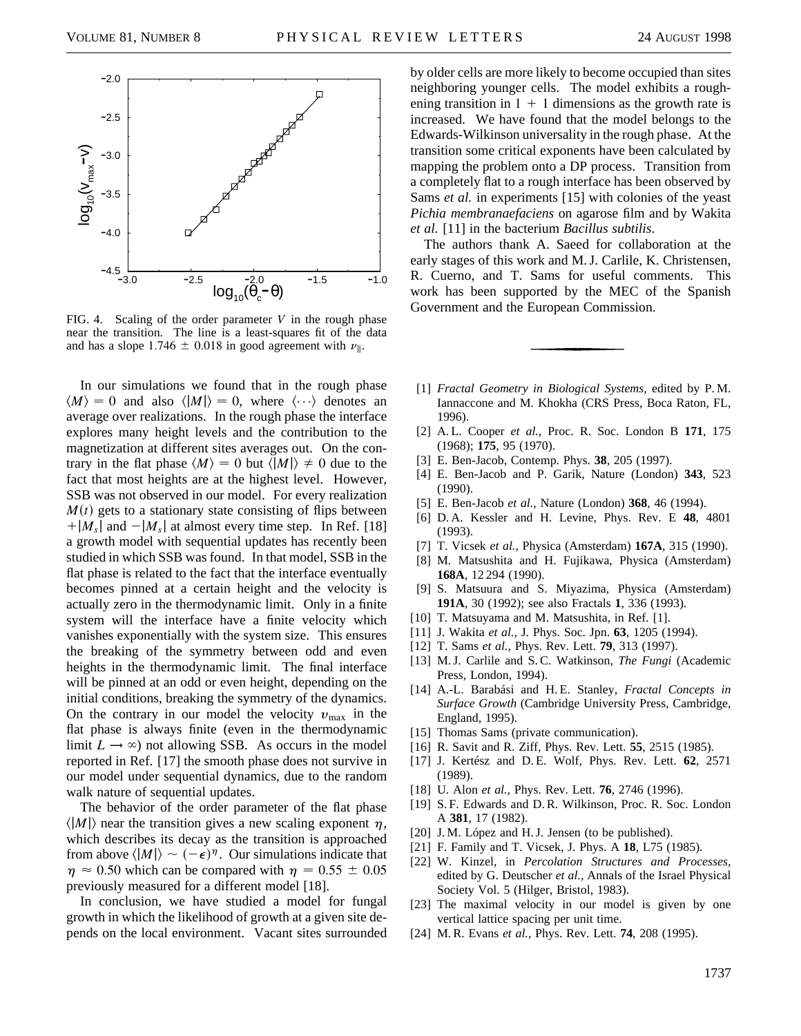-2.0
-2.5
-3.0
-3.5
-4.0
-4.5
-3.0 -2.5 -2.0 -1.5 -1.0
$\log_{10}(v_{max}-v)$
$\log_{10}(\theta_c-\theta)$

FIG. 4. Scaling of the order parameter $V$ in the rough phase near the transition. The line is a least-squares fit of the data and has a slope $1.746 \pm 0.018$ in good agreement with $\nu_{\parallel}$.

In our simulations we found that in the rough phase $\langle M \rangle = 0$ and also $\langle |M| \rangle = 0$, where $\langle \cdots \rangle$ denotes an average over realizations. In the rough phase the interface explores many height levels and the contribution to the magnetization at different sites averages out. On the contrary in the flat phase $\langle M \rangle = 0$ but $\langle |M| \rangle \neq 0$ due to the fact that most heights are at the highest level. However, SSB was not observed in our model. For every realization $M(t)$ gets to a stationary state consisting of flips between $+|M_s|$ and $-|M_s|$ at almost every time step. In Ref. [18] a growth model with sequential updates has recently been studied in which SSB was found. In that model, SSB in the flat phase is related to the fact that the interface eventually becomes pinned at a certain height and the velocity is actually zero in the thermodynamic limit. Only in a finite system will the interface have a finite velocity which vanishes exponentially with the system size. This ensures the breaking of the symmetry between odd and even heights in the thermodynamic limit. The final interface will be pinned at an odd or even height, depending on the initial conditions, breaking the symmetry of the dynamics. On the contrary in our model the velocity $v_{\max}$ in the flat phase is always finite (even in the thermodynamic limit $L \to \infty$) not allowing SSB. As occurs in the model reported in Ref. [17] the smooth phase does not survive in our model under sequential dynamics, due to the random walk nature of sequential updates.

The behavior of the order parameter of the flat phase $\langle |M| \rangle$ near the transition gives a new scaling exponent $\eta$, which describes its decay as the transition is approached from above $\langle |M| \rangle \sim (-\epsilon)^{\eta}$. Our simulations indicate that $\eta \approx 0.50$ which can be compared with $\eta = 0.55 \pm 0.05$ previously measured for a different model [18].

In conclusion, we have studied a model for fungal growth in which the likelihood of growth at a given site depends on the local environment. Vacant sites surrounded by older cells are more likely to become occupied than sites neighboring younger cells. The model exhibits a roughening transition in $1 + 1$ dimensions as the growth rate is increased. We have found that the model belongs to the Edwards-Wilkinson universality in the rough phase. At the transition some critical exponents have been calculated by mapping the problem onto a DP process. Transition from a completely flat to a rough interface has been observed by Sams *et al.* in experiments [15] with colonies of the yeast *Pichia membranaefaciens* on agarose film and by Wakita *et al.* [11] in the bacterium *Bacillus subtilis*.

The authors thank A. Saeed for collaboration at the early stages of this work and M. J. Carlile, K. Christensen, R. Cuerno, and T. Sams for useful comments. This work has been supported by the MEC of the Spanish Government and the European Commission.

[1] *Fractal Geometry in Biological Systems,* edited by P. M. Iannaccone and M. Khokha (CRS Press, Boca Raton, FL, 1996).

[2] A. L. Cooper *et al.,* Proc. R. Soc. London B **171**, 175 (1968); **175**, 95 (1970).

[3] E. Ben-Jacob, Contemp. Phys. **38**, 205 (1997).

[4] E. Ben-Jacob and P. Garik, Nature (London) **343**, 523 (1990).

[5] E. Ben-Jacob *et al.,* Nature (London) **368**, 46 (1994).

[6] D. A. Kessler and H. Levine, Phys. Rev. E **48**, 4801 (1993).

[7] T. Vicsek *et al.,* Physica (Amsterdam) **167A**, 315 (1990).

[8] M. Matsushita and H. Fujikawa, Physica (Amsterdam) **168A**, 12 294 (1990).

[9] S. Matsuura and S. Miyazima, Physica (Amsterdam) **191A**, 30 (1992); see also Fractals **1**, 336 (1993).

[10] T. Matsuyama and M. Matsushita, in Ref. [1].

[11] J. Wakita *et al.,* J. Phys. Soc. Jpn. **63**, 1205 (1994).

[12] T. Sams *et al.,* Phys. Rev. Lett. **79**, 313 (1997).

[13] M. J. Carlile and S. C. Watkinson, *The Fungi* (Academic Press, London, 1994).

[14] A.-L. Barabási and H. E. Stanley, *Fractal Concepts in Surface Growth* (Cambridge University Press, Cambridge, England, 1995).

[15] Thomas Sams (private communication).

[16] R. Savit and R. Ziff, Phys. Rev. Lett. **55**, 2515 (1985).

[17] J. Kertész and D. E. Wolf, Phys. Rev. Lett. **62**, 2571 (1989).

[18] U. Alon *et al.,* Phys. Rev. Lett. **76**, 2746 (1996).

[19] S. F. Edwards and D. R. Wilkinson, Proc. R. Soc. London A **381**, 17 (1982).

[20] J. M. López and H. J. Jensen (to be published).

[21] F. Family and T. Vicsek, J. Phys. A **18**, L75 (1985).

[22] W. Kinzel, in *Percolation Structures and Processes,* edited by G. Deutscher *et al.,* Annals of the Israel Physical Society Vol. 5 (Hilger, Bristol, 1983).

[23] The maximal velocity in our model is given by one vertical lattice spacing per unit time.

[24] M. R. Evans *et al.,* Phys. Rev. Lett. **74**, 208 (1995).